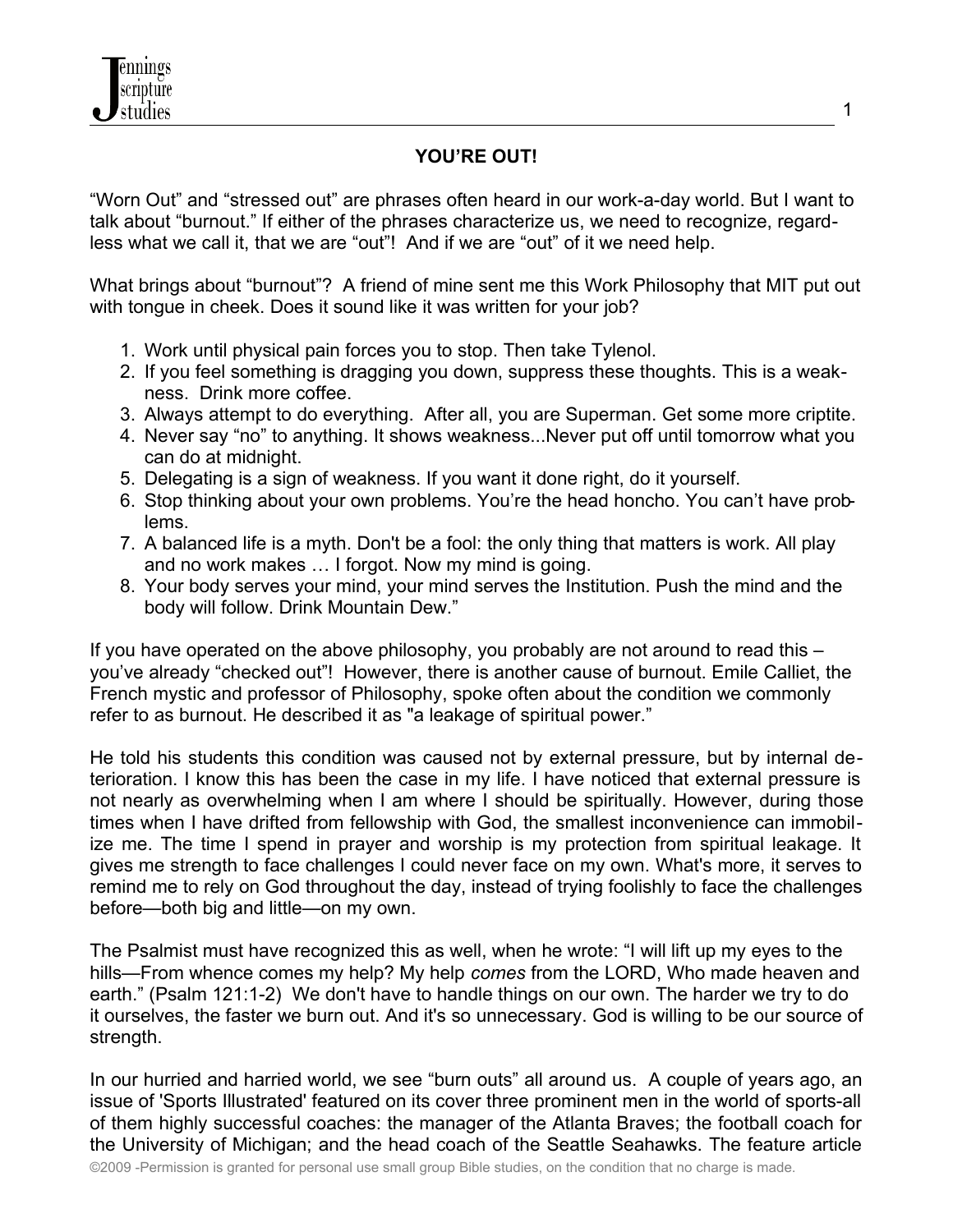## YOU'RE OUT!

"Worn Out" and "stressed out" are phrases often heard in our work-a-day world. But I want to talk about "burnout." If either of the phrases characterize us, we need to recognize, regardless what we call it, that we are "out"! And if we are "out" of it we need help.

What brings about "burnout"? A friend of mine sent me this Work Philosophy that MIT put out with tongue in cheek. Does it sound like it was written for your job?

1. Work until physical pain forces you to stop. Then take Tylenol.
2. If you feel something is dragging you down, suppress these thoughts. This is a weakness. Drink more coffee.
3. Always attempt to do everything. After all, you are Superman. Get some more criptite.
4. Never say "no" to anything. It shows weakness...Never put off until tomorrow what you can do at midnight.
5. Delegating is a sign of weakness. If you want it done right, do it yourself.
6. Stop thinking about your own problems. You're the head honcho. You can't have problems.
7. A balanced life is a myth. Don't be a fool: the only thing that matters is work. All play and no work makes … I forgot. Now my mind is going.
8. Your body serves your mind, your mind serves the Institution. Push the mind and the body will follow. Drink Mountain Dew."

If you have operated on the above philosophy, you probably are not around to read this – you've already "checked out"! However, there is another cause of burnout. Emile Calliet, the French mystic and professor of Philosophy, spoke often about the condition we commonly refer to as burnout. He described it as "a leakage of spiritual power."

He told his students this condition was caused not by external pressure, but by internal deterioration. I know this has been the case in my life. I have noticed that external pressure is not nearly as overwhelming when I am where I should be spiritually. However, during those times when I have drifted from fellowship with God, the smallest inconvenience can immobilize me. The time I spend in prayer and worship is my protection from spiritual leakage. It gives me strength to face challenges I could never face on my own. What's more, it serves to remind me to rely on God throughout the day, instead of trying foolishly to face the challenges before—both big and little—on my own.

The Psalmist must have recognized this as well, when he wrote: "I will lift up my eyes to the hills—From whence comes my help? My help *comes* from the LORD, Who made heaven and earth." (Psalm 121:1-2) We don't have to handle things on our own. The harder we try to do it ourselves, the faster we burn out. And it's so unnecessary. God is willing to be our source of strength.

In our hurried and harried world, we see "burn outs" all around us. A couple of years ago, an issue of 'Sports Illustrated' featured on its cover three prominent men in the world of sports-all of them highly successful coaches: the manager of the Atlanta Braves; the football coach for the University of Michigan; and the head coach of the Seattle Seahawks. The feature article

©2009 -Permission is granted for personal use small group Bible studies, on the condition that no charge is made.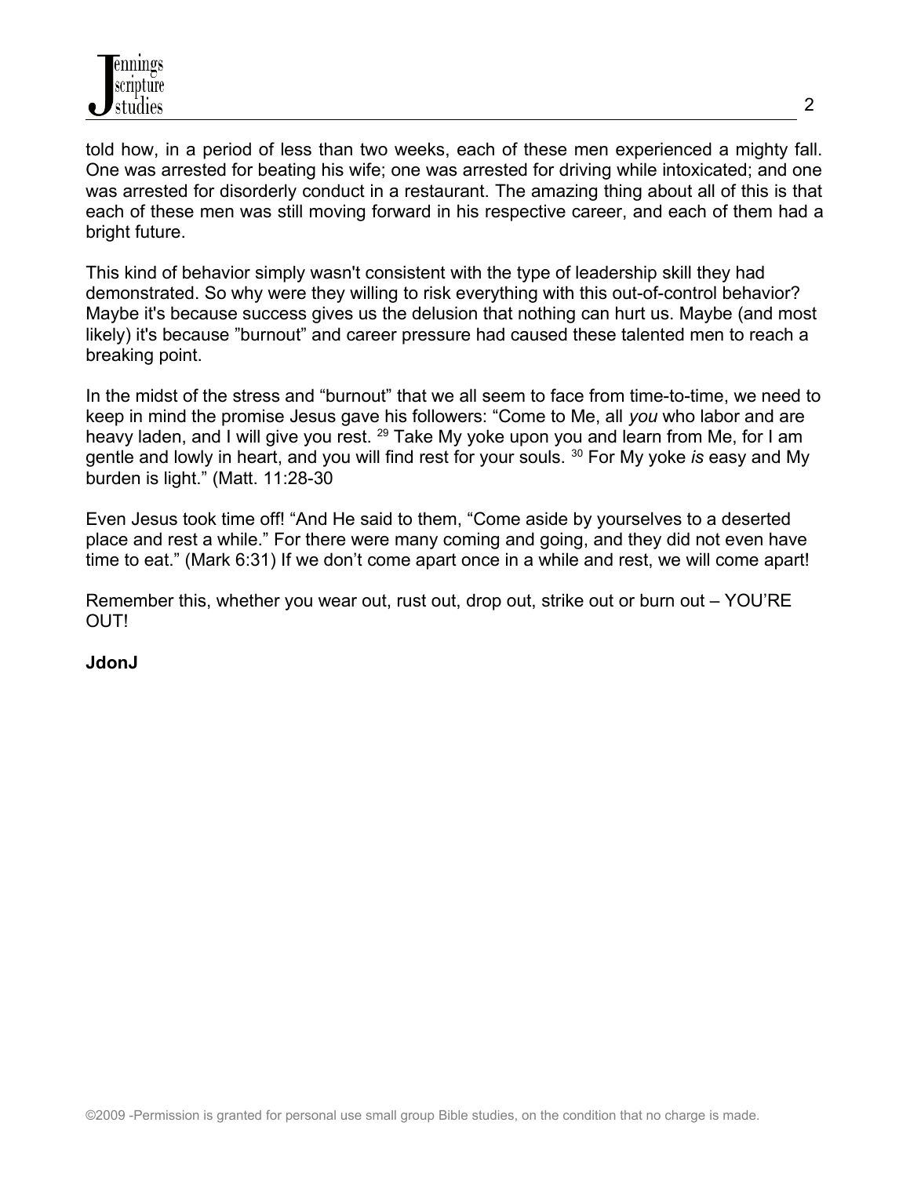told how, in a period of less than two weeks, each of these men experienced a mighty fall. One was arrested for beating his wife; one was arrested for driving while intoxicated; and one was arrested for disorderly conduct in a restaurant. The amazing thing about all of this is that each of these men was still moving forward in his respective career, and each of them had a bright future.

This kind of behavior simply wasn't consistent with the type of leadership skill they had demonstrated. So why were they willing to risk everything with this out-of-control behavior? Maybe it's because success gives us the delusion that nothing can hurt us. Maybe (and most likely) it's because "burnout" and career pressure had caused these talented men to reach a breaking point.

In the midst of the stress and "burnout" that we all seem to face from time-to-time, we need to keep in mind the promise Jesus gave his followers: "Come to Me, all *you* who labor and are heavy laden, and I will give you rest. [29] Take My yoke upon you and learn from Me, for I am gentle and lowly in heart, and you will find rest for your souls. [30] For My yoke *is* easy and My burden is light." (Matt. 11:28-30

Even Jesus took time off! "And He said to them, "Come aside by yourselves to a deserted place and rest a while." For there were many coming and going, and they did not even have time to eat." (Mark 6:31) If we don't come apart once in a while and rest, we will come apart!

Remember this, whether you wear out, rust out, drop out, strike out or burn out – YOU'RE OUT!

**JdonJ**

©2009 -Permission is granted for personal use small group Bible studies, on the condition that no charge is made.